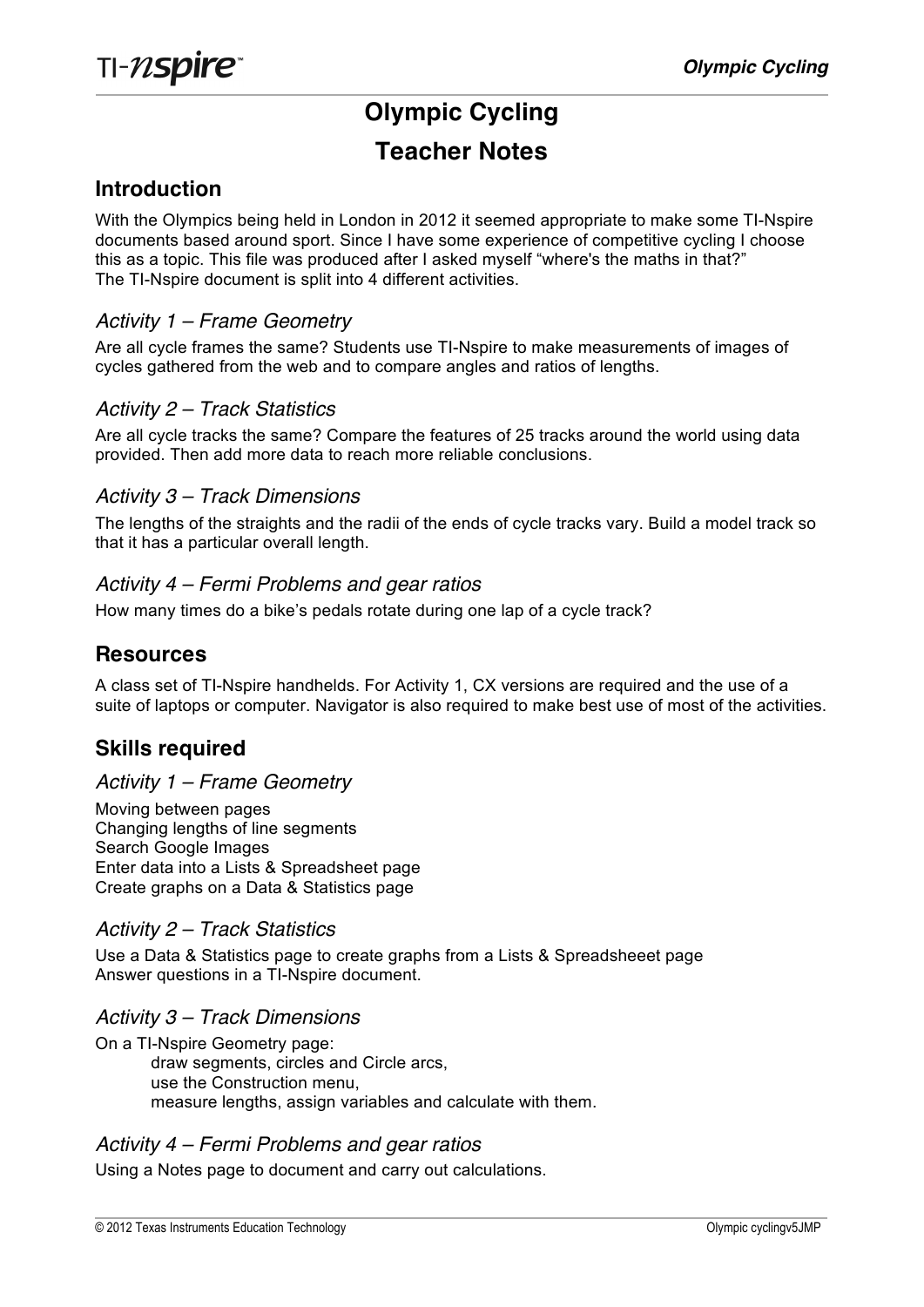# Olympic Cycling
# Teacher Notes

## Introduction

With the Olympics being held in London in 2012 it seemed appropriate to make some TI-Nspire documents based around sport. Since I have some experience of competitive cycling I choose this as a topic. This file was produced after I asked myself "where's the maths in that?"
The TI-Nspire document is split into 4 different activities.

### *Activity 1 – Frame Geometry*

Are all cycle frames the same? Students use TI-Nspire to make measurements of images of cycles gathered from the web and to compare angles and ratios of lengths.

### *Activity 2 – Track Statistics*

Are all cycle tracks the same? Compare the features of 25 tracks around the world using data provided. Then add more data to reach more reliable conclusions.

### *Activity 3 – Track Dimensions*

The lengths of the straights and the radii of the ends of cycle tracks vary. Build a model track so that it has a particular overall length.

### *Activity 4 – Fermi Problems and gear ratios*

How many times do a bike's pedals rotate during one lap of a cycle track?

## Resources

A class set of TI-Nspire handhelds. For Activity 1, CX versions are required and the use of a suite of laptops or computer. Navigator is also required to make best use of most of the activities.

## Skills required

### *Activity 1 – Frame Geometry*

Moving between pages
Changing lengths of line segments
Search Google Images
Enter data into a Lists & Spreadsheet page
Create graphs on a Data & Statistics page

### *Activity 2 – Track Statistics*

Use a Data & Statistics page to create graphs from a Lists & Spreadsheeet page
Answer questions in a TI-Nspire document.

### *Activity 3 – Track Dimensions*

On a TI-Nspire Geometry page:
- draw segments, circles and Circle arcs,
- use the Construction menu,
- measure lengths, assign variables and calculate with them.

### *Activity 4 – Fermi Problems and gear ratios*

Using a Notes page to document and carry out calculations.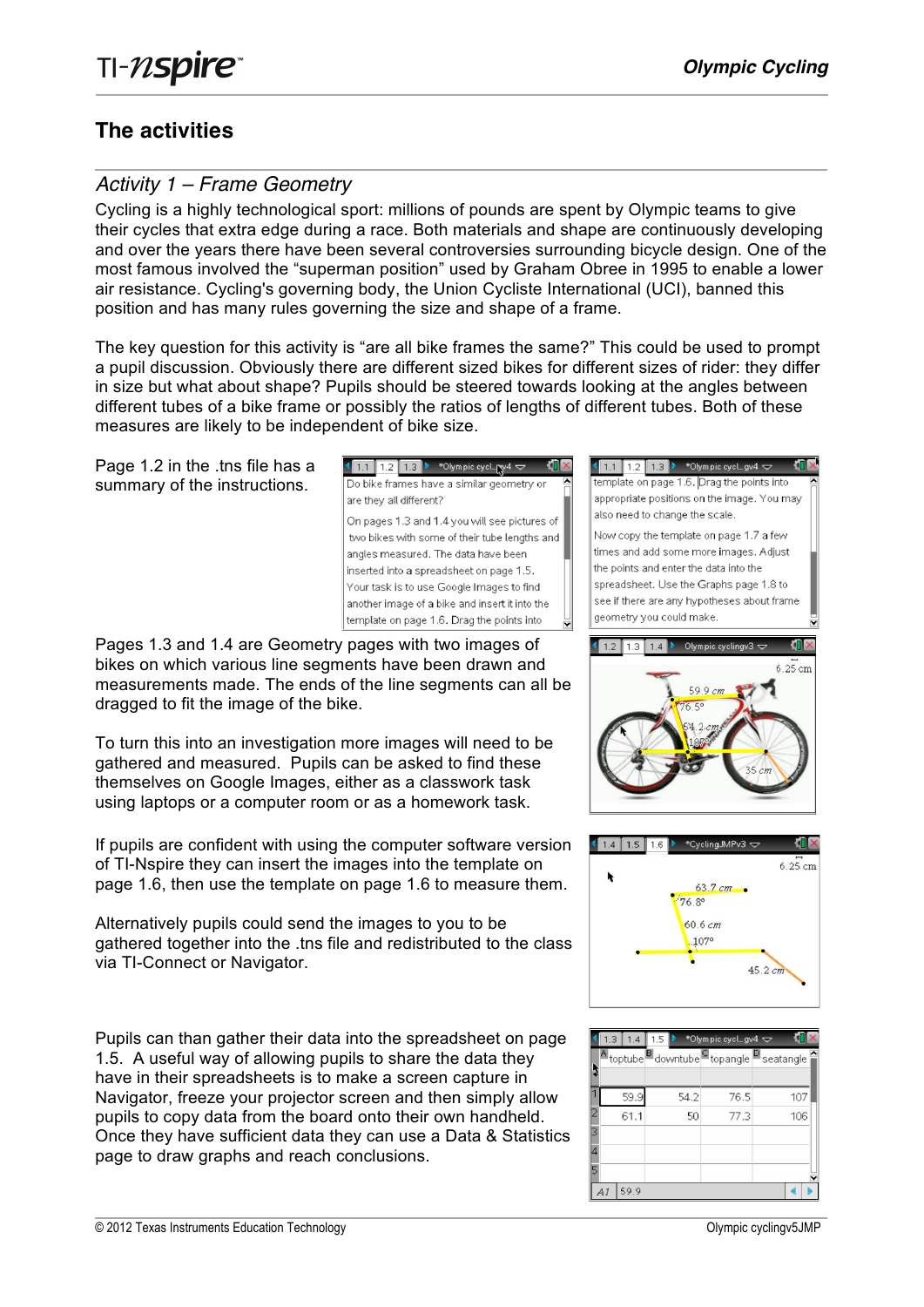## The activities

### *Activity 1 – Frame Geometry*

Cycling is a highly technological sport: millions of pounds are spent by Olympic teams to give their cycles that extra edge during a race. Both materials and shape are continuously developing and over the years there have been several controversies surrounding bicycle design. One of the most famous involved the "superman position" used by Graham Obree in 1995 to enable a lower air resistance. Cycling's governing body, the Union Cycliste International (UCI), banned this position and has many rules governing the size and shape of a frame.

The key question for this activity is "are all bike frames the same?" This could be used to prompt a pupil discussion. Obviously there are different sized bikes for different sizes of rider: they differ in size but what about shape? Pupils should be steered towards looking at the angles between different tubes of a bike frame or possibly the ratios of lengths of different tubes. Both of these measures are likely to be independent of bike size.

Page 1.2 in the .tns file has a summary of the instructions.

Do bike frames have a similar geometry or are they all different?

On pages 1.3 and 1.4 you will see pictures of two bikes with some of their tube lengths and angles measured. The data have been inserted into a spreadsheet on page 1.5. Your task is to use Google Images to find another image of a bike and insert it into the template on page 1.6. Drag the points into appropriate positions on the image. You may also need to change the scale.

Now copy the template on page 1.7 a few times and add some more images. Adjust the points and enter the data into the spreadsheet. Use the Graphs page 1.8 to see if there are any hypotheses about frame geometry you could make.

Pages 1.3 and 1.4 are Geometry pages with two images of bikes on which various line segments have been drawn and measurements made. The ends of the line segments can all be dragged to fit the image of the bike.

To turn this into an investigation more images will need to be gathered and measured. Pupils can be asked to find these themselves on Google Images, either as a classwork task using laptops or a computer room or as a homework task.

If pupils are confident with using the computer software version of TI-Nspire they can insert the images into the template on page 1.6, then use the template on page 1.6 to measure them.

Alternatively pupils could send the images to you to be gathered together into the .tns file and redistributed to the class via TI-Connect or Navigator.

Pupils can than gather their data into the spreadsheet on page 1.5. A useful way of allowing pupils to share the data they have in their spreadsheets is to make a screen capture in Navigator, freeze your projector screen and then simply allow pupils to copy data from the board onto their own handheld. Once they have sufficient data they can use a Data & Statistics page to draw graphs and reach conclusions.

| | A toptube | B downtube | C topangle | D seatangle |
|---|---|---|---|---|
| 1 | 59.9 | 54.2 | 76.5 | 107 |
| 2 | 61.1 | 50 | 77.3 | 106 |
| 3 | | | | |
| 4 | | | | |
| 5 | | | | |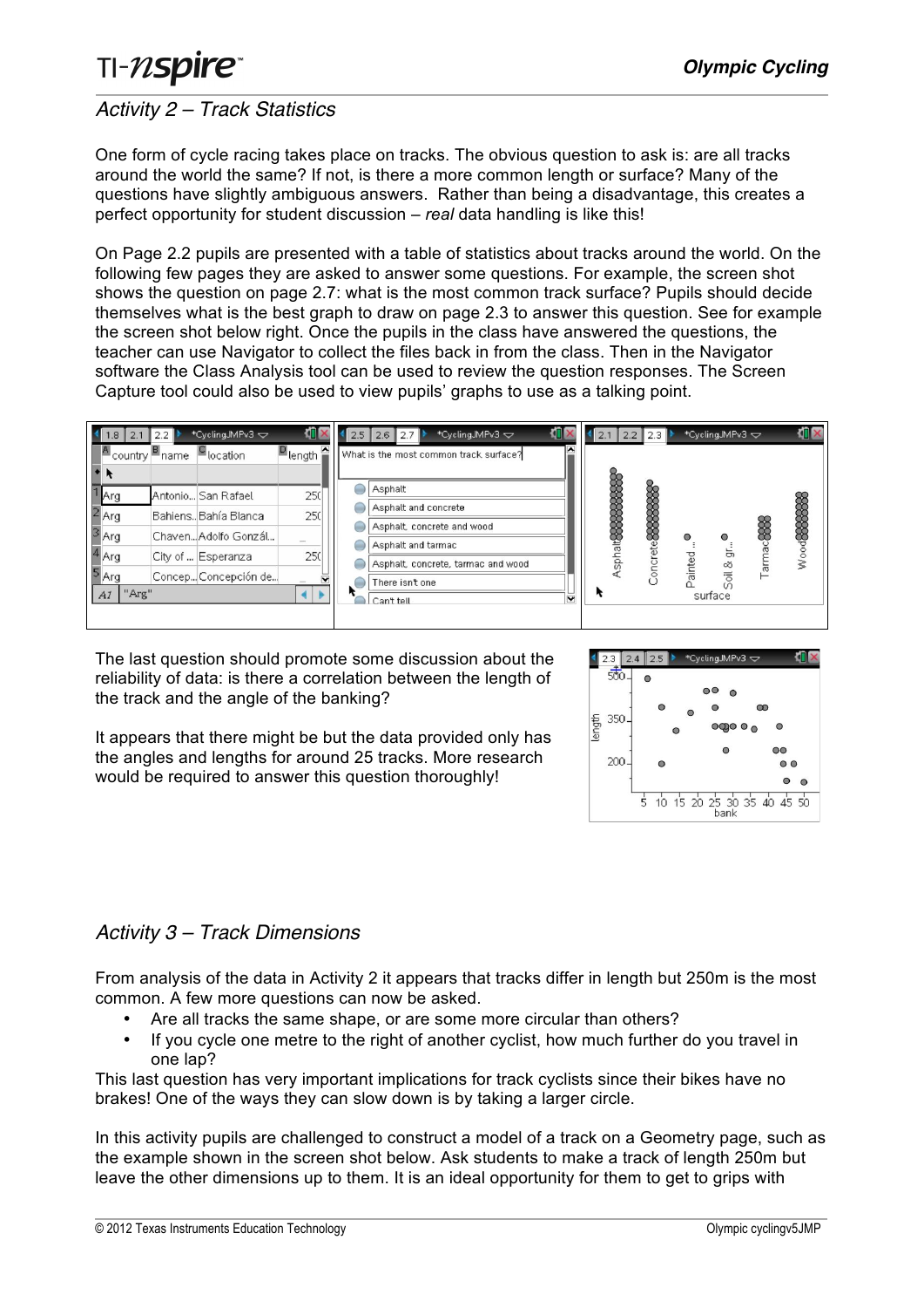## Activity 2 – Track Statistics

One form of cycle racing takes place on tracks. The obvious question to ask is: are all tracks around the world the same? If not, is there a more common length or surface? Many of the questions have slightly ambiguous answers. Rather than being a disadvantage, this creates a perfect opportunity for student discussion – *real* data handling is like this!

On Page 2.2 pupils are presented with a table of statistics about tracks around the world. On the following few pages they are asked to answer some questions. For example, the screen shot shows the question on page 2.7: what is the most common track surface? Pupils should decide themselves what is the best graph to draw on page 2.3 to answer this question. See for example the screen shot below right. Once the pupils in the class have answered the questions, the teacher can use Navigator to collect the files back in from the class. Then in the Navigator software the Class Analysis tool can be used to review the question responses. The Screen Capture tool could also be used to view pupils' graphs to use as a talking point.

The last question should promote some discussion about the reliability of data: is there a correlation between the length of the track and the angle of the banking?

It appears that there might be but the data provided only has the angles and lengths for around 25 tracks. More research would be required to answer this question thoroughly!

## Activity 3 – Track Dimensions

From analysis of the data in Activity 2 it appears that tracks differ in length but 250m is the most common. A few more questions can now be asked.

- Are all tracks the same shape, or are some more circular than others?
- If you cycle one metre to the right of another cyclist, how much further do you travel in one lap?

This last question has very important implications for track cyclists since their bikes have no brakes! One of the ways they can slow down is by taking a larger circle.

In this activity pupils are challenged to construct a model of a track on a Geometry page, such as the example shown in the screen shot below. Ask students to make a track of length 250m but leave the other dimensions up to them. It is an ideal opportunity for them to get to grips with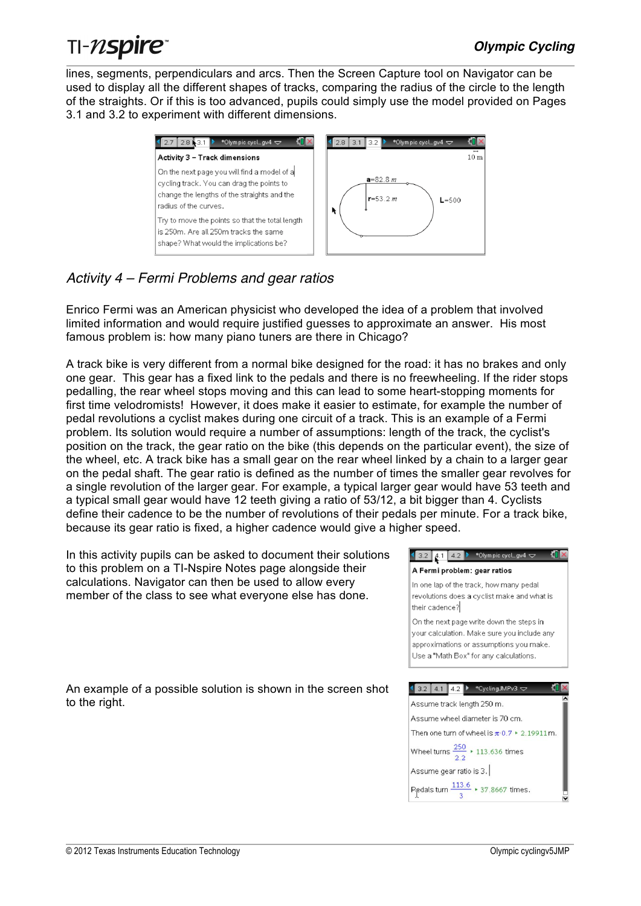lines, segments, perpendiculars and arcs. Then the Screen Capture tool on Navigator can be used to display all the different shapes of tracks, comparing the radius of the circle to the length of the straights. Or if this is too advanced, pupils could simply use the model provided on Pages 3.1 and 3.2 to experiment with different dimensions.

**Activity 3 – Track dimensions**

On the next page you will find a model of a cycling track. You can drag the points to change the lengths of the straights and the radius of the curves.

Try to move the points so that the total length is 250m. Are all 250m tracks the same shape? What would the implications be?

10 m

a=82.8 m

r=53.2 m

L=500

## *Activity 4 – Fermi Problems and gear ratios*

Enrico Fermi was an American physicist who developed the idea of a problem that involved limited information and would require justified guesses to approximate an answer. His most famous problem is: how many piano tuners are there in Chicago?

A track bike is very different from a normal bike designed for the road: it has no brakes and only one gear. This gear has a fixed link to the pedals and there is no freewheeling. If the rider stops pedalling, the rear wheel stops moving and this can lead to some heart-stopping moments for first time velodromists! However, it does make it easier to estimate, for example the number of pedal revolutions a cyclist makes during one circuit of a track. This is an example of a Fermi problem. Its solution would require a number of assumptions: length of the track, the cyclist's position on the track, the gear ratio on the bike (this depends on the particular event), the size of the wheel, etc. A track bike has a small gear on the rear wheel linked by a chain to a larger gear on the pedal shaft. The gear ratio is defined as the number of times the smaller gear revolves for a single revolution of the larger gear. For example, a typical larger gear would have 53 teeth and a typical small gear would have 12 teeth giving a ratio of 53/12, a bit bigger than 4. Cyclists define their cadence to be the number of revolutions of their pedals per minute. For a track bike, because its gear ratio is fixed, a higher cadence would give a higher speed.

In this activity pupils can be asked to document their solutions to this problem on a TI-Nspire Notes page alongside their calculations. Navigator can then be used to allow every member of the class to see what everyone else has done.

**A Fermi problem: gear ratios**

In one lap of the track, how many pedal revolutions does a cyclist make and what is their cadence?

On the next page write down the steps in your calculation. Make sure you include any approximations or assumptions you make. Use a "Math Box" for any calculations.

An example of a possible solution is shown in the screen shot to the right.

Assume track length 250 m.

Assume wheel diameter is 70 cm.

Then one turn of wheel is $\pi \cdot 0.7 \blacktriangleright 2.19911$ m.

Wheel turns $\frac{250}{2.2} \blacktriangleright 113.636$ times

Assume gear ratio is 3.

Pedals turn $\frac{113.6}{3} \blacktriangleright 37.8667$ times.